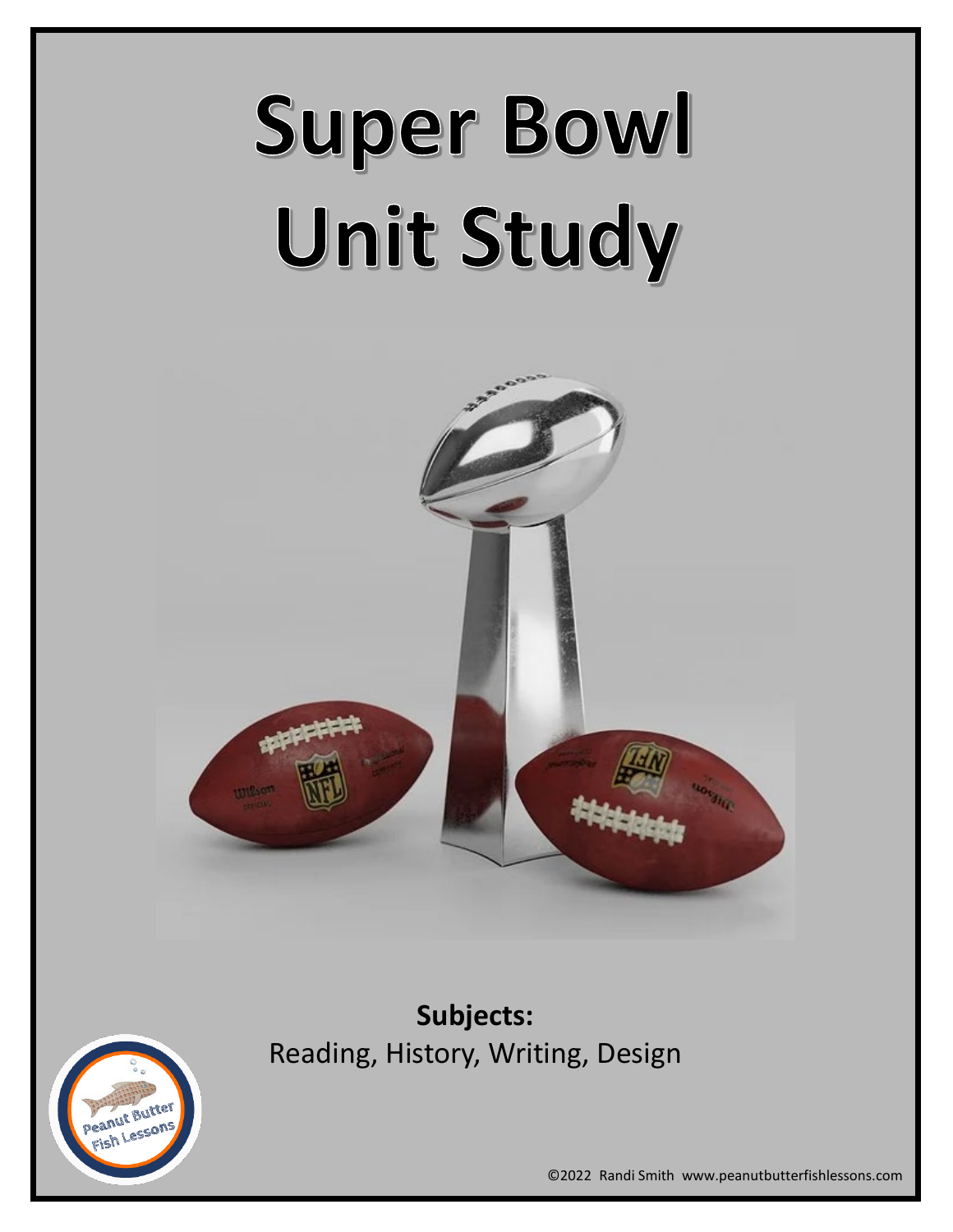# Super Bowl Unit Study

**Subjects:**
Reading, History, Writing, Design

©2022 Randi Smith www.peanutbutterfishlessons.com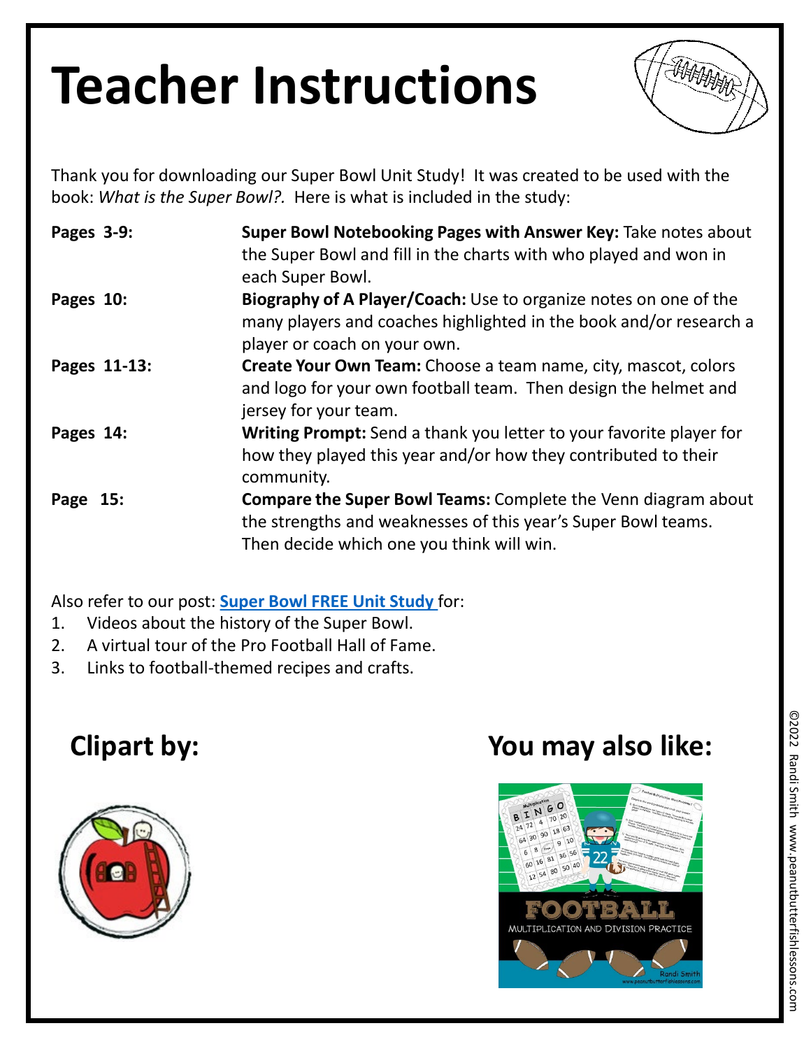# Teacher Instructions

Thank you for downloading our Super Bowl Unit Study! It was created to be used with the book: *What is the Super Bowl?.* Here is what is included in the study:

| | |
|---|---|
| **Pages 3-9:** | **Super Bowl Notebooking Pages with Answer Key:** Take notes about the Super Bowl and fill in the charts with who played and won in each Super Bowl. |
| **Pages 10:** | **Biography of A Player/Coach:** Use to organize notes on one of the many players and coaches highlighted in the book and/or research a player or coach on your own. |
| **Pages 11-13:** | **Create Your Own Team:** Choose a team name, city, mascot, colors and logo for your own football team. Then design the helmet and jersey for your team. |
| **Pages 14:** | **Writing Prompt:** Send a thank you letter to your favorite player for how they played this year and/or how they contributed to their community. |
| **Page 15:** | **Compare the Super Bowl Teams:** Complete the Venn diagram about the strengths and weaknesses of this year's Super Bowl teams. Then decide which one you think will win. |

Also refer to our post: **Super Bowl FREE Unit Study** for:

1. Videos about the history of the Super Bowl.
2. A virtual tour of the Pro Football Hall of Fame.
3. Links to football-themed recipes and crafts.

## Clipart by:

## You may also like:

FOOTBALL
MULTIPLICATION AND DIVISION PRACTICE
Randi Smith

©2022 Randi Smith www.peanutbutterfishlessons.com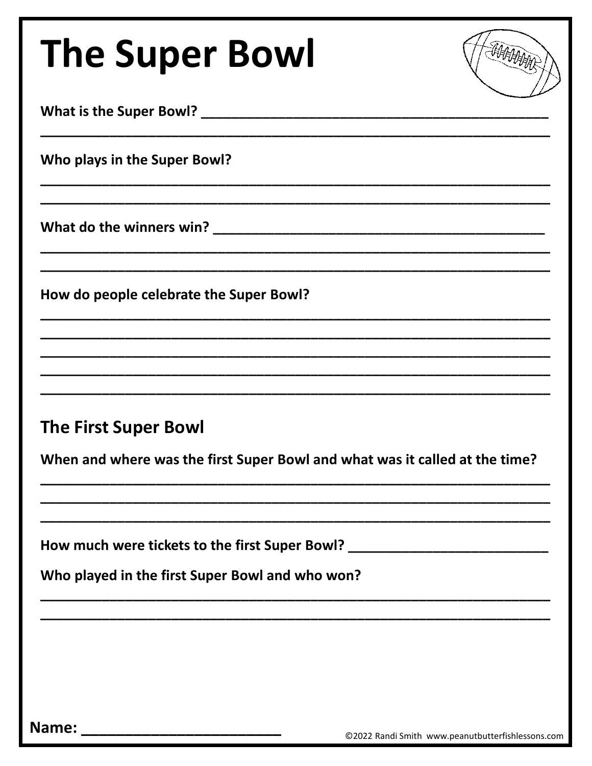# The Super Bowl

**What is the Super Bowl?** ______________________________________________

______________________________________________________________________

**Who plays in the Super Bowl?**

______________________________________________________________________

______________________________________________________________________

**What do the winners win?** ______________________________________________

______________________________________________________________________

______________________________________________________________________

**How do people celebrate the Super Bowl?**

______________________________________________________________________

______________________________________________________________________

______________________________________________________________________

______________________________________________________________________

______________________________________________________________________

## The First Super Bowl

**When and where was the first Super Bowl and what was it called at the time?**

______________________________________________________________________

______________________________________________________________________

______________________________________________________________________

**How much were tickets to the first Super Bowl?** ___________________________

**Who played in the first Super Bowl and who won?**

______________________________________________________________________

______________________________________________________________________

**Name:** _________________________

©2022 Randi Smith www.peanutbutterfishlessons.com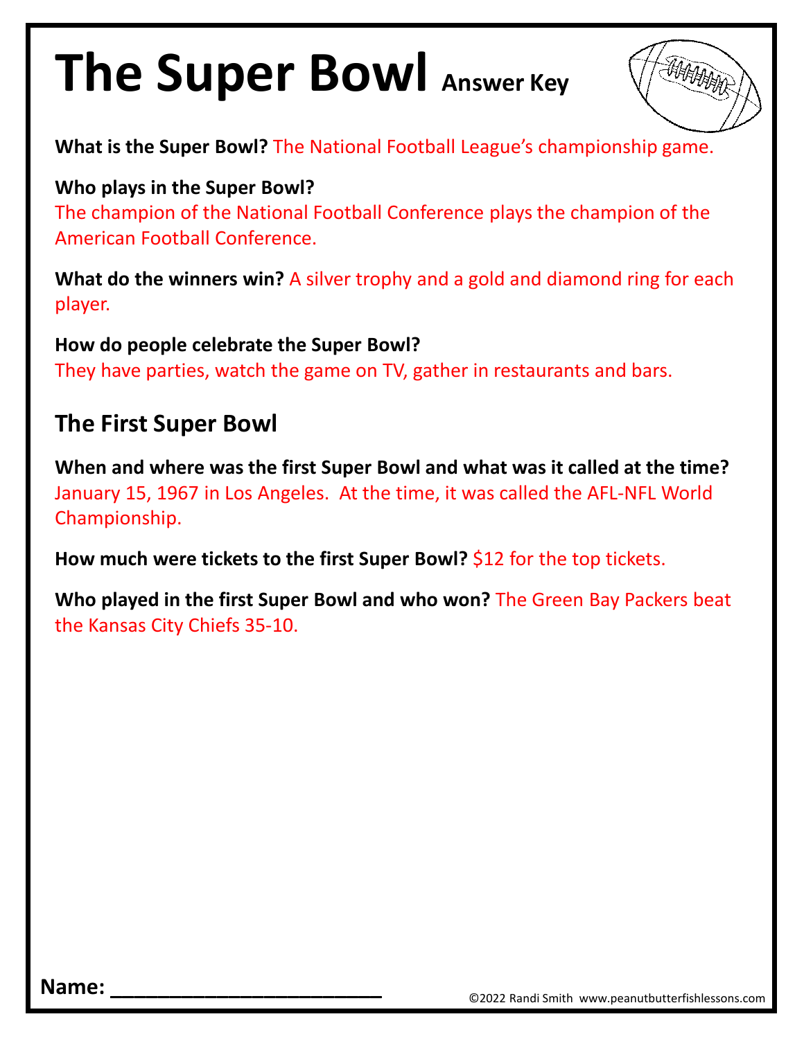# The Super Bowl Answer Key

**What is the Super Bowl?** The National Football League's championship game.

**Who plays in the Super Bowl?**
The champion of the National Football Conference plays the champion of the American Football Conference.

**What do the winners win?** A silver trophy and a gold and diamond ring for each player.

**How do people celebrate the Super Bowl?**
They have parties, watch the game on TV, gather in restaurants and bars.

## The First Super Bowl

**When and where was the first Super Bowl and what was it called at the time?**
January 15, 1967 in Los Angeles. At the time, it was called the AFL-NFL World Championship.

**How much were tickets to the first Super Bowl?** $12 for the top tickets.

**Who played in the first Super Bowl and who won?** The Green Bay Packers beat the Kansas City Chiefs 35-10.

**Name:** ________________________

©2022 Randi Smith www.peanutbutterfishlessons.com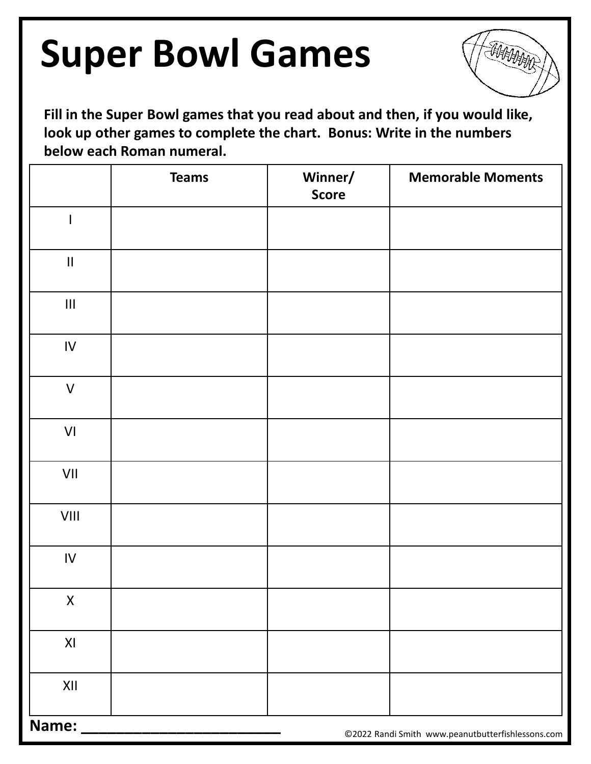# Super Bowl Games

**Fill in the Super Bowl games that you read about and then, if you would like, look up other games to complete the chart. Bonus: Write in the numbers below each Roman numeral.**

| | Teams | Winner/ Score | Memorable Moments |
|---|---|---|---|
| I | | | |
| II | | | |
| III | | | |
| IV | | | |
| V | | | |
| VI | | | |
| VII | | | |
| VIII | | | |
| IV | | | |
| X | | | |
| XI | | | |
| XII | | | |

**Name: ___________________________**

©2022 Randi Smith www.peanutbutterfishlessons.com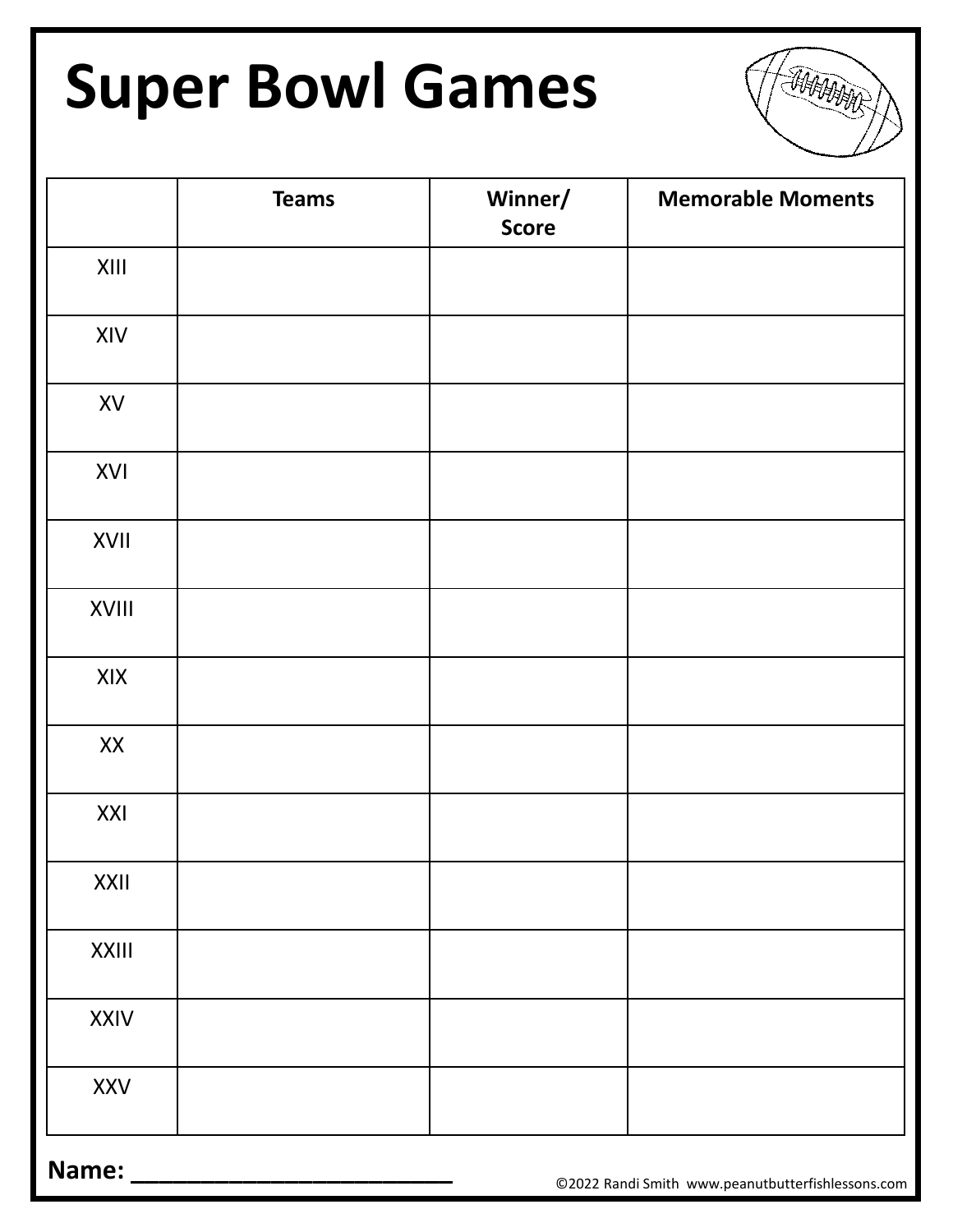# Super Bowl Games

| | Teams | Winner/ Score | Memorable Moments |
|---|---|---|---|
| XIII | | | |
| XIV | | | |
| XV | | | |
| XVI | | | |
| XVII | | | |
| XVIII | | | |
| XIX | | | |
| XX | | | |
| XXI | | | |
| XXII | | | |
| XXIII | | | |
| XXIV | | | |
| XXV | | | |

**Name: ___________________________**

©2022 Randi Smith www.peanutbutterfishlessons.com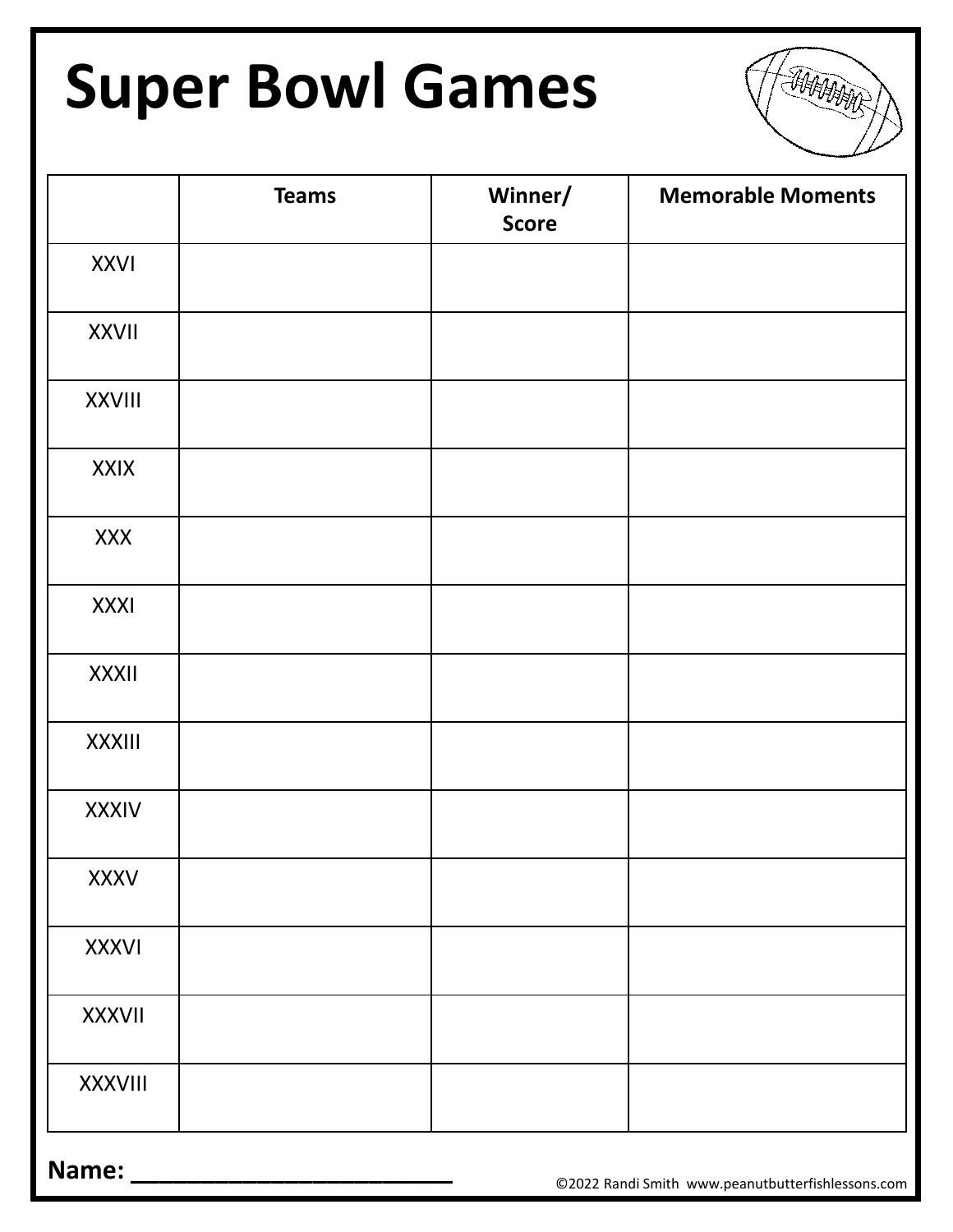# Super Bowl Games

| | Teams | Winner/ Score | Memorable Moments |
|---|---|---|---|
| XXVI | | | |
| XXVII | | | |
| XXVIII | | | |
| XXIX | | | |
| XXX | | | |
| XXXI | | | |
| XXXII | | | |
| XXXIII | | | |
| XXXIV | | | |
| XXXV | | | |
| XXXVI | | | |
| XXXVII | | | |
| XXXVIII | | | |

**Name: ___________________________**

©2022 Randi Smith www.peanutbutterfishlessons.com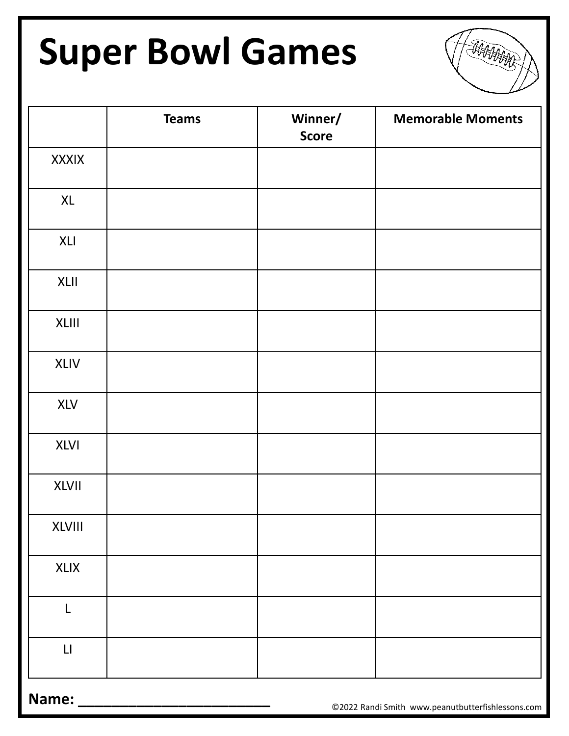# Super Bowl Games

| | Teams | Winner/ Score | Memorable Moments |
|---|---|---|---|
| XXXIX | | | |
| XL | | | |
| XLI | | | |
| XLII | | | |
| XLIII | | | |
| XLIV | | | |
| XLV | | | |
| XLVI | | | |
| XLVII | | | |
| XLVIII | | | |
| XLIX | | | |
| L | | | |
| LI | | | |

**Name: ___________________________**

©2022 Randi Smith www.peanutbutterfishlessons.com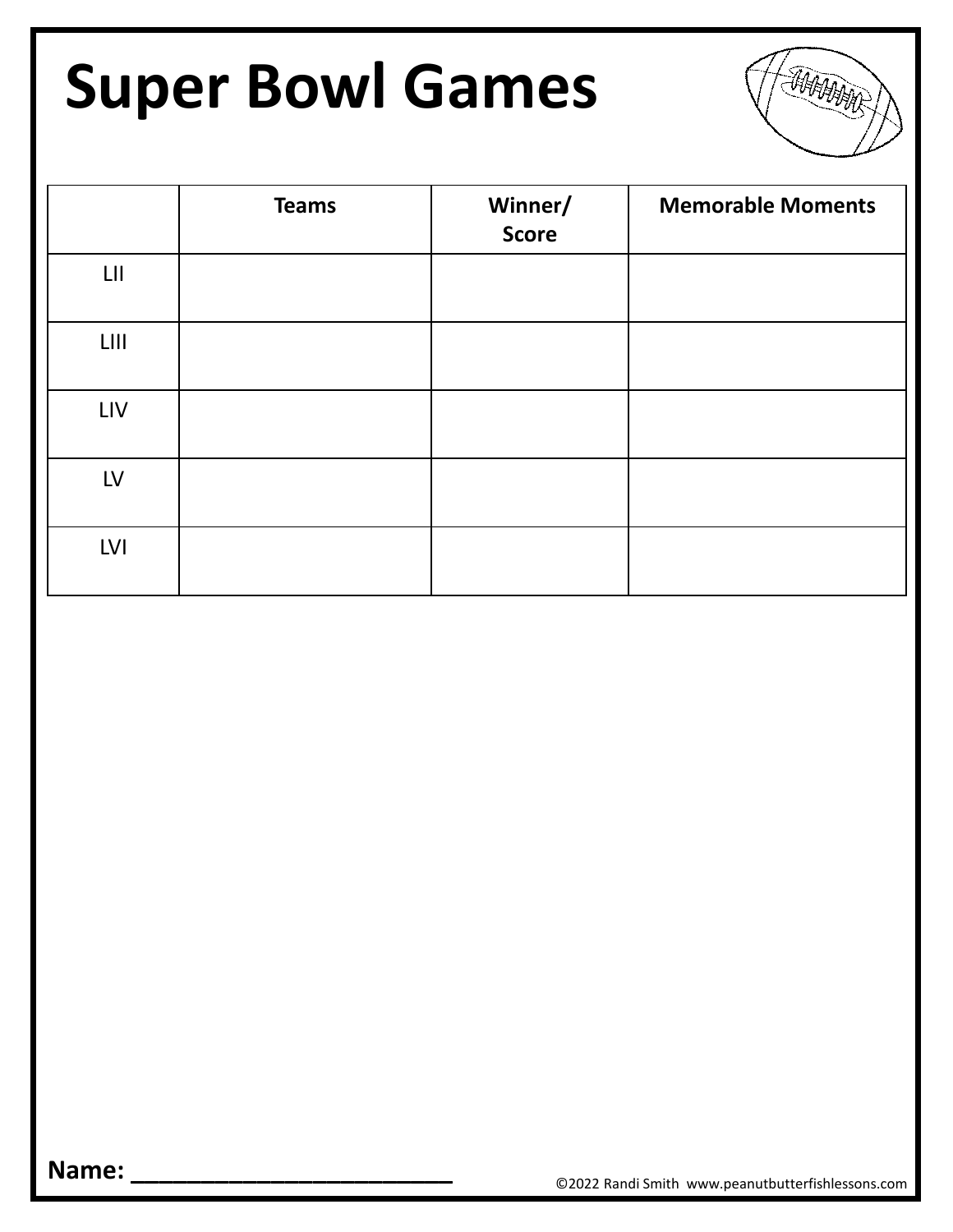# Super Bowl Games

| | Teams | Winner/ Score | Memorable Moments |
|---|---|---|---|
| LII | | | |
| LIII | | | |
| LIV | | | |
| LV | | | |
| LVI | | | |

**Name: ___________________________**

©2022 Randi Smith www.peanutbutterfishlessons.com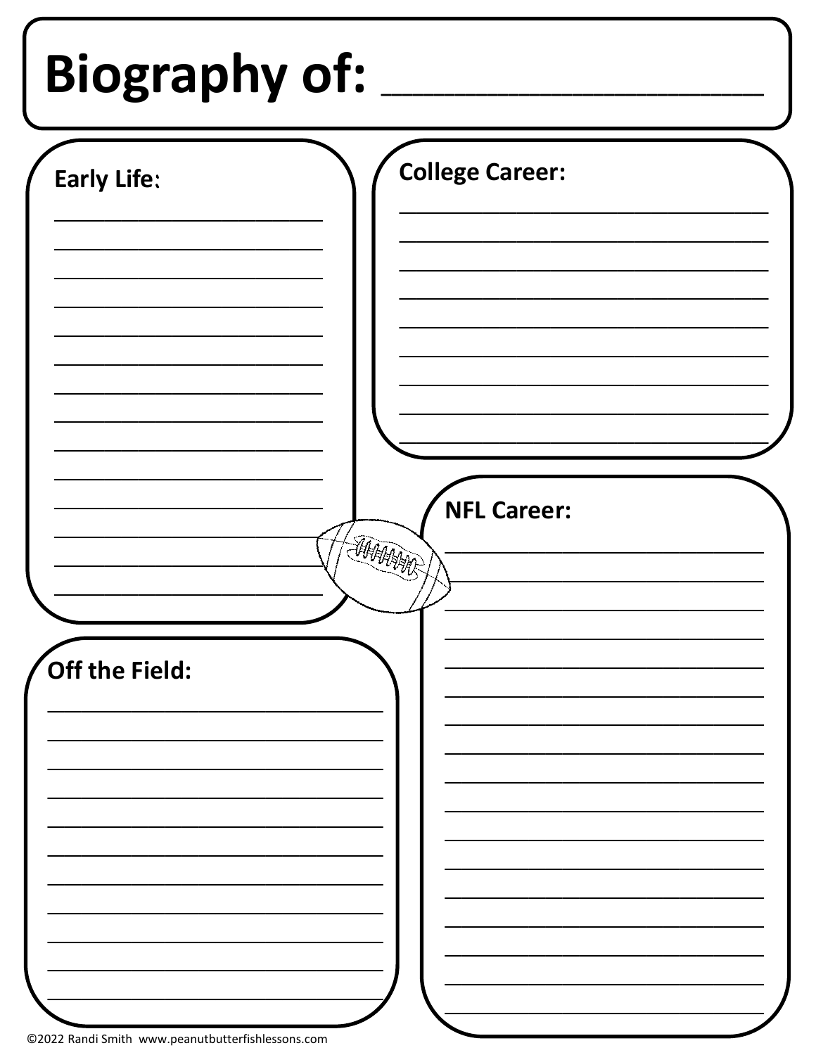# Biography of: ____________________

**Early Life:**

______________________________
______________________________
______________________________
______________________________
______________________________
______________________________
______________________________
______________________________
______________________________
______________________________
______________________________
______________________________
______________________________
______________________________

**College Career:**

______________________________
______________________________
______________________________
______________________________
______________________________
______________________________
______________________________
______________________________
______________________________

**NFL Career:**

______________________________
______________________________
______________________________
______________________________
______________________________
______________________________
______________________________
______________________________
______________________________
______________________________
______________________________
______________________________
______________________________
______________________________
______________________________
______________________________
______________________________

**Off the Field:**

______________________________
______________________________
______________________________
______________________________
______________________________
______________________________
______________________________
______________________________
______________________________
______________________________
______________________________

©2022 Randi Smith www.peanutbutterfishlessons.com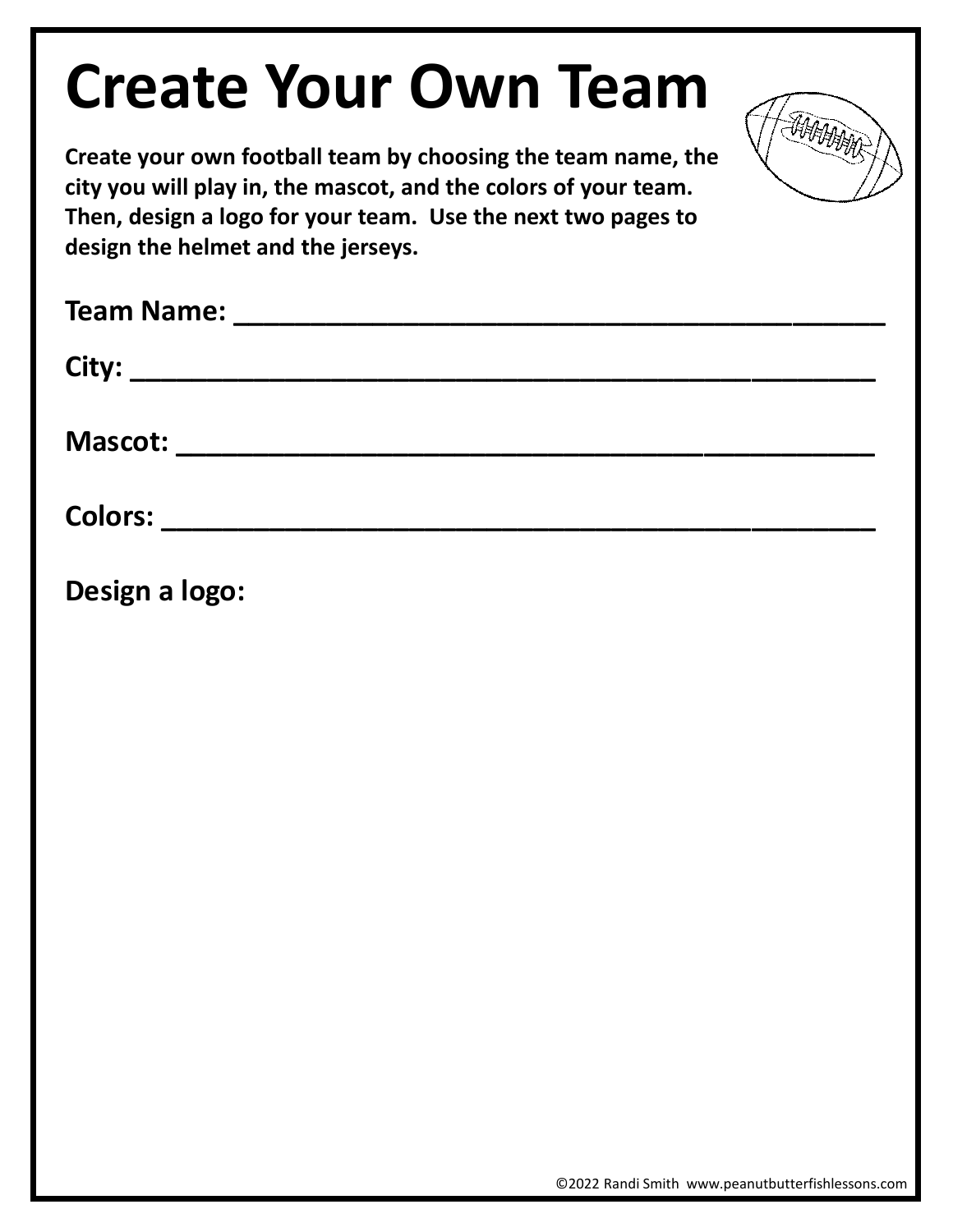# Create Your Own Team

**Create your own football team by choosing the team name, the city you will play in, the mascot, and the colors of your team. Then, design a logo for your team. Use the next two pages to design the helmet and the jerseys.**

**Team Name: ________________________________________**

**City: ____________________________________________**

**Mascot: __________________________________________**

**Colors: __________________________________________**

**Design a logo:**

©2022 Randi Smith www.peanutbutterfishlessons.com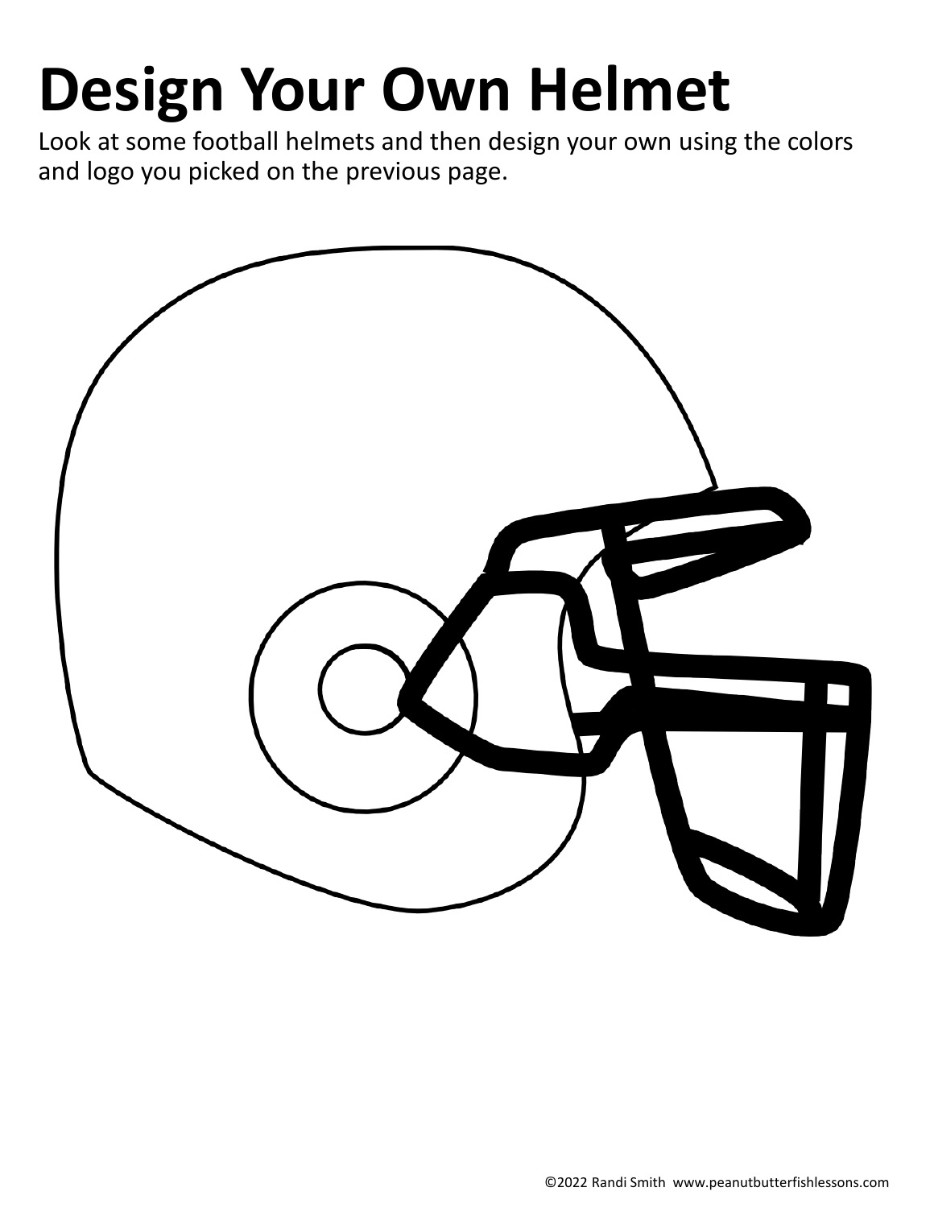# Design Your Own Helmet

Look at some football helmets and then design your own using the colors and logo you picked on the previous page.

©2022 Randi Smith www.peanutbutterfishlessons.com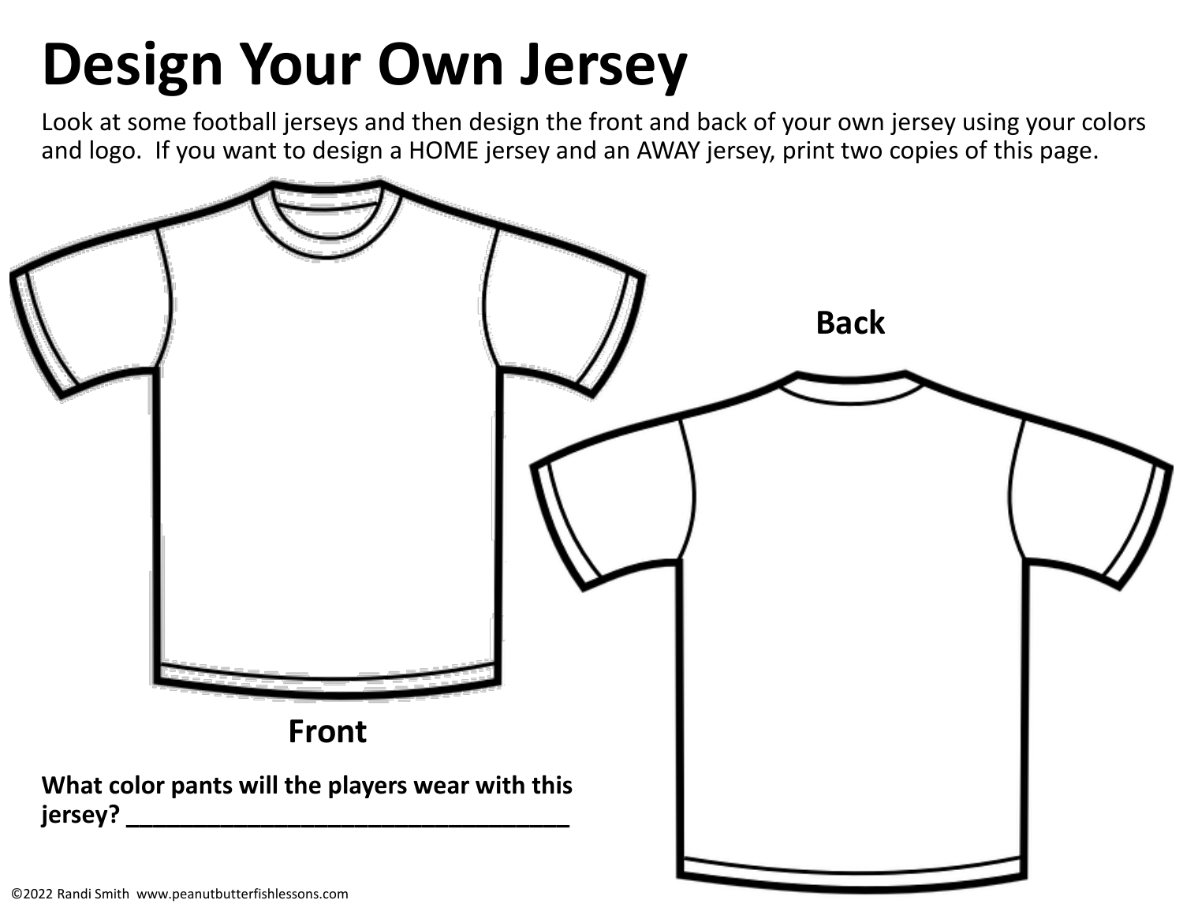# Design Your Own Jersey

Look at some football jerseys and then design the front and back of your own jersey using your colors and logo. If you want to design a HOME jersey and an AWAY jersey, print two copies of this page.

**Back**

**Front**

**What color pants will the players wear with this jersey? ___________________________________**

©2022 Randi Smith www.peanutbutterfishlessons.com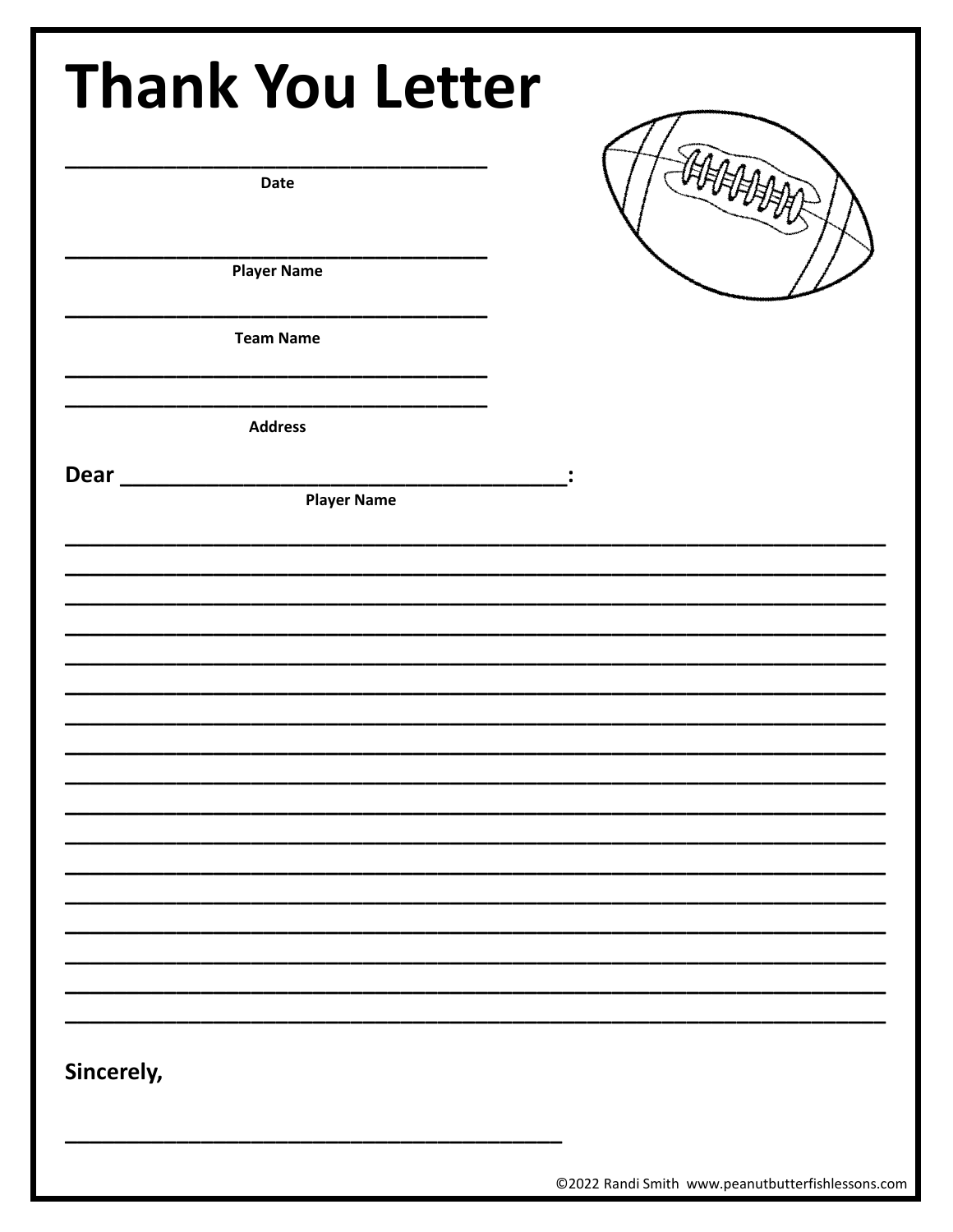# Thank You Letter

\_\_\_\_\_\_\_\_\_\_\_\_\_\_\_\_\_\_\_\_\_\_\_\_\_\_\_\_\_\_\_\_\_\_\_\_

**Date**

\_\_\_\_\_\_\_\_\_\_\_\_\_\_\_\_\_\_\_\_\_\_\_\_\_\_\_\_\_\_\_\_\_\_\_\_

**Player Name**

\_\_\_\_\_\_\_\_\_\_\_\_\_\_\_\_\_\_\_\_\_\_\_\_\_\_\_\_\_\_\_\_\_\_\_\_

**Team Name**

\_\_\_\_\_\_\_\_\_\_\_\_\_\_\_\_\_\_\_\_\_\_\_\_\_\_\_\_\_\_\_\_\_\_\_\_

\_\_\_\_\_\_\_\_\_\_\_\_\_\_\_\_\_\_\_\_\_\_\_\_\_\_\_\_\_\_\_\_\_\_\_\_

**Address**

**Dear \_\_\_\_\_\_\_\_\_\_\_\_\_\_\_\_\_\_\_\_\_\_\_\_\_\_\_\_\_\_\_\_\_\_\_\_:**

**Player Name**

\_\_\_\_\_\_\_\_\_\_\_\_\_\_\_\_\_\_\_\_\_\_\_\_\_\_\_\_\_\_\_\_\_\_\_\_\_\_\_\_\_\_\_\_\_\_\_\_\_\_\_\_\_\_\_\_\_\_\_\_\_\_\_\_\_\_\_\_

\_\_\_\_\_\_\_\_\_\_\_\_\_\_\_\_\_\_\_\_\_\_\_\_\_\_\_\_\_\_\_\_\_\_\_\_\_\_\_\_\_\_\_\_\_\_\_\_\_\_\_\_\_\_\_\_\_\_\_\_\_\_\_\_\_\_\_\_

\_\_\_\_\_\_\_\_\_\_\_\_\_\_\_\_\_\_\_\_\_\_\_\_\_\_\_\_\_\_\_\_\_\_\_\_\_\_\_\_\_\_\_\_\_\_\_\_\_\_\_\_\_\_\_\_\_\_\_\_\_\_\_\_\_\_\_\_

\_\_\_\_\_\_\_\_\_\_\_\_\_\_\_\_\_\_\_\_\_\_\_\_\_\_\_\_\_\_\_\_\_\_\_\_\_\_\_\_\_\_\_\_\_\_\_\_\_\_\_\_\_\_\_\_\_\_\_\_\_\_\_\_\_\_\_\_

\_\_\_\_\_\_\_\_\_\_\_\_\_\_\_\_\_\_\_\_\_\_\_\_\_\_\_\_\_\_\_\_\_\_\_\_\_\_\_\_\_\_\_\_\_\_\_\_\_\_\_\_\_\_\_\_\_\_\_\_\_\_\_\_\_\_\_\_

\_\_\_\_\_\_\_\_\_\_\_\_\_\_\_\_\_\_\_\_\_\_\_\_\_\_\_\_\_\_\_\_\_\_\_\_\_\_\_\_\_\_\_\_\_\_\_\_\_\_\_\_\_\_\_\_\_\_\_\_\_\_\_\_\_\_\_\_

\_\_\_\_\_\_\_\_\_\_\_\_\_\_\_\_\_\_\_\_\_\_\_\_\_\_\_\_\_\_\_\_\_\_\_\_\_\_\_\_\_\_\_\_\_\_\_\_\_\_\_\_\_\_\_\_\_\_\_\_\_\_\_\_\_\_\_\_

\_\_\_\_\_\_\_\_\_\_\_\_\_\_\_\_\_\_\_\_\_\_\_\_\_\_\_\_\_\_\_\_\_\_\_\_\_\_\_\_\_\_\_\_\_\_\_\_\_\_\_\_\_\_\_\_\_\_\_\_\_\_\_\_\_\_\_\_

\_\_\_\_\_\_\_\_\_\_\_\_\_\_\_\_\_\_\_\_\_\_\_\_\_\_\_\_\_\_\_\_\_\_\_\_\_\_\_\_\_\_\_\_\_\_\_\_\_\_\_\_\_\_\_\_\_\_\_\_\_\_\_\_\_\_\_\_

\_\_\_\_\_\_\_\_\_\_\_\_\_\_\_\_\_\_\_\_\_\_\_\_\_\_\_\_\_\_\_\_\_\_\_\_\_\_\_\_\_\_\_\_\_\_\_\_\_\_\_\_\_\_\_\_\_\_\_\_\_\_\_\_\_\_\_\_

\_\_\_\_\_\_\_\_\_\_\_\_\_\_\_\_\_\_\_\_\_\_\_\_\_\_\_\_\_\_\_\_\_\_\_\_\_\_\_\_\_\_\_\_\_\_\_\_\_\_\_\_\_\_\_\_\_\_\_\_\_\_\_\_\_\_\_\_

\_\_\_\_\_\_\_\_\_\_\_\_\_\_\_\_\_\_\_\_\_\_\_\_\_\_\_\_\_\_\_\_\_\_\_\_\_\_\_\_\_\_\_\_\_\_\_\_\_\_\_\_\_\_\_\_\_\_\_\_\_\_\_\_\_\_\_\_

\_\_\_\_\_\_\_\_\_\_\_\_\_\_\_\_\_\_\_\_\_\_\_\_\_\_\_\_\_\_\_\_\_\_\_\_\_\_\_\_\_\_\_\_\_\_\_\_\_\_\_\_\_\_\_\_\_\_\_\_\_\_\_\_\_\_\_\_

\_\_\_\_\_\_\_\_\_\_\_\_\_\_\_\_\_\_\_\_\_\_\_\_\_\_\_\_\_\_\_\_\_\_\_\_\_\_\_\_\_\_\_\_\_\_\_\_\_\_\_\_\_\_\_\_\_\_\_\_\_\_\_\_\_\_\_\_

\_\_\_\_\_\_\_\_\_\_\_\_\_\_\_\_\_\_\_\_\_\_\_\_\_\_\_\_\_\_\_\_\_\_\_\_\_\_\_\_\_\_\_\_\_\_\_\_\_\_\_\_\_\_\_\_\_\_\_\_\_\_\_\_\_\_\_\_

\_\_\_\_\_\_\_\_\_\_\_\_\_\_\_\_\_\_\_\_\_\_\_\_\_\_\_\_\_\_\_\_\_\_\_\_\_\_\_\_\_\_\_\_\_\_\_\_\_\_\_\_\_\_\_\_\_\_\_\_\_\_\_\_\_\_\_\_

\_\_\_\_\_\_\_\_\_\_\_\_\_\_\_\_\_\_\_\_\_\_\_\_\_\_\_\_\_\_\_\_\_\_\_\_\_\_\_\_\_\_\_\_\_\_\_\_\_\_\_\_\_\_\_\_\_\_\_\_\_\_\_\_\_\_\_\_

**Sincerely,**

\_\_\_\_\_\_\_\_\_\_\_\_\_\_\_\_\_\_\_\_\_\_\_\_\_\_\_\_\_\_\_\_\_\_\_\_\_\_\_\_\_\_

©2022 Randi Smith www.peanutbutterfishlessons.com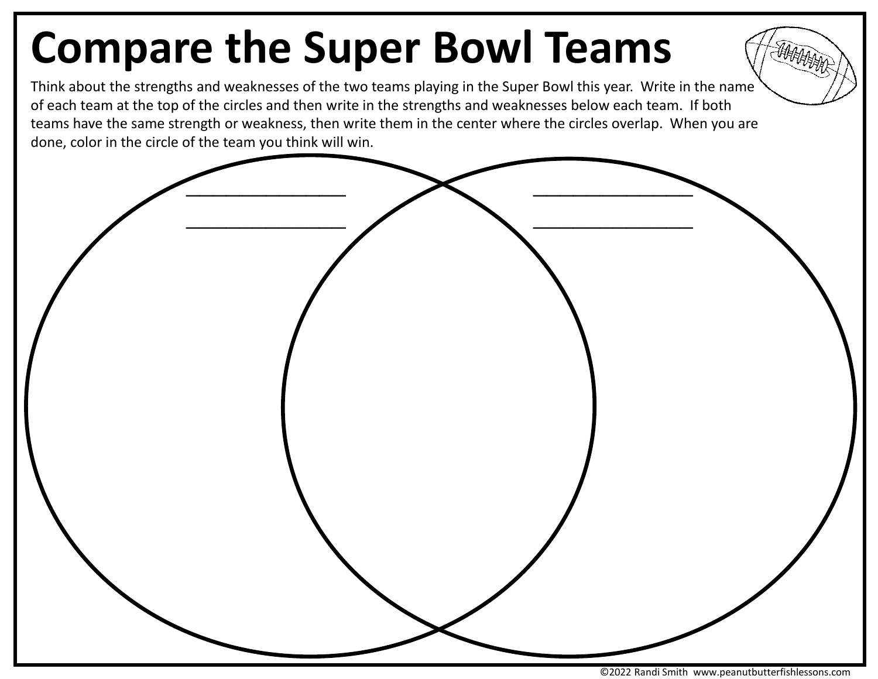# Compare the Super Bowl Teams

Think about the strengths and weaknesses of the two teams playing in the Super Bowl this year. Write in the name of each team at the top of the circles and then write in the strengths and weaknesses below each team. If both teams have the same strength or weakness, then write them in the center where the circles overlap. When you are done, color in the circle of the team you think will win.

\_\_\_\_\_\_\_\_\_\_\_\_\_\_\_\_\_\_ \_\_\_\_\_\_\_\_\_\_\_\_\_\_\_\_\_\_

\_\_\_\_\_\_\_\_\_\_\_\_\_\_\_\_\_\_ \_\_\_\_\_\_\_\_\_\_\_\_\_\_\_\_\_\_

©2022 Randi Smith www.peanutbutterfishlessons.com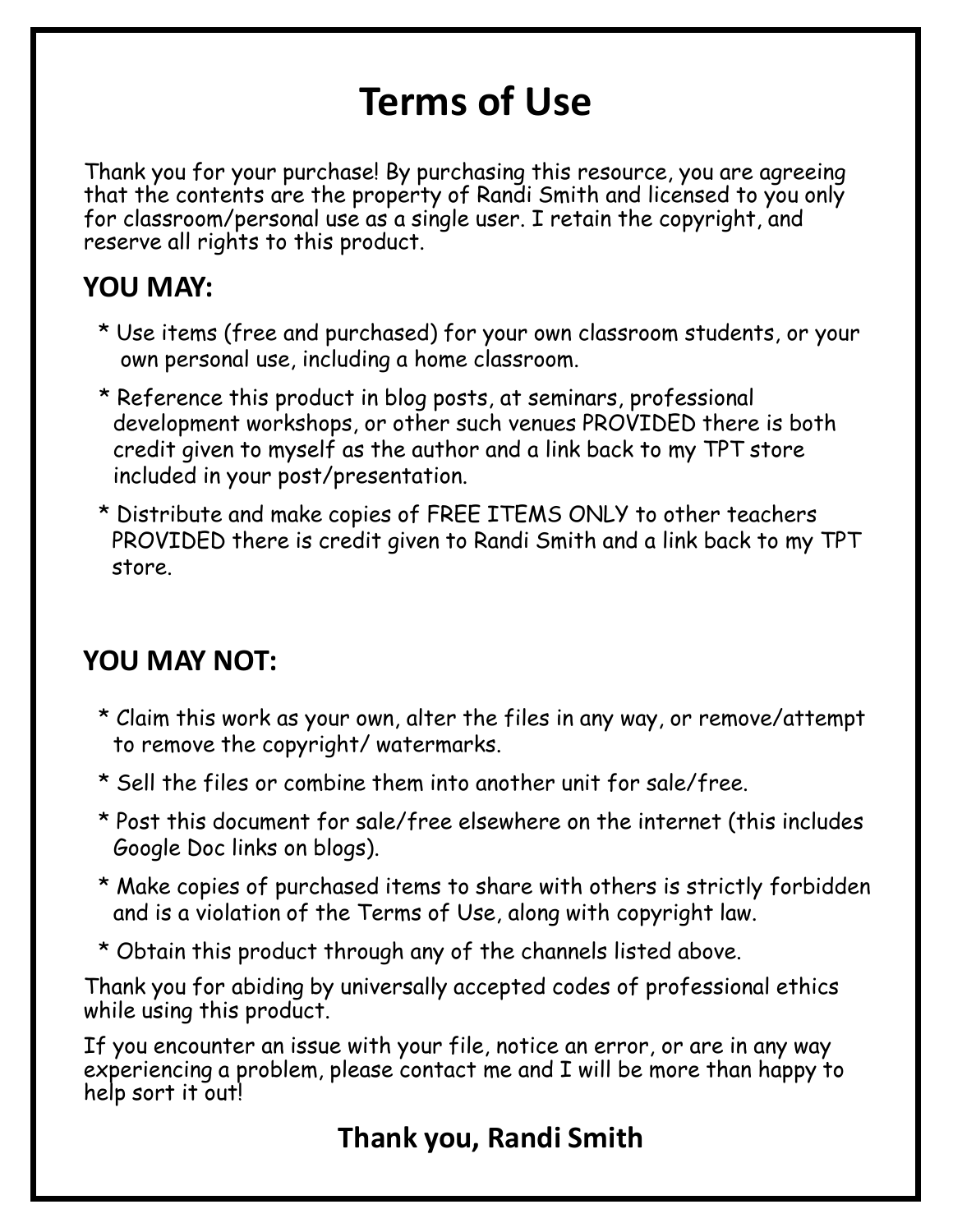# Terms of Use

Thank you for your purchase! By purchasing this resource, you are agreeing that the contents are the property of Randi Smith and licensed to you only for classroom/personal use as a single user. I retain the copyright, and reserve all rights to this product.

## YOU MAY:

* Use items (free and purchased) for your own classroom students, or your own personal use, including a home classroom.
* Reference this product in blog posts, at seminars, professional development workshops, or other such venues PROVIDED there is both credit given to myself as the author and a link back to my TPT store included in your post/presentation.
* Distribute and make copies of FREE ITEMS ONLY to other teachers PROVIDED there is credit given to Randi Smith and a link back to my TPT store.

## YOU MAY NOT:

* Claim this work as your own, alter the files in any way, or remove/attempt to remove the copyright/ watermarks.
* Sell the files or combine them into another unit for sale/free.
* Post this document for sale/free elsewhere on the internet (this includes Google Doc links on blogs).
* Make copies of purchased items to share with others is strictly forbidden and is a violation of the Terms of Use, along with copyright law.
* Obtain this product through any of the channels listed above.

Thank you for abiding by universally accepted codes of professional ethics while using this product.

If you encounter an issue with your file, notice an error, or are in any way experiencing a problem, please contact me and I will be more than happy to help sort it out!

**Thank you, Randi Smith**